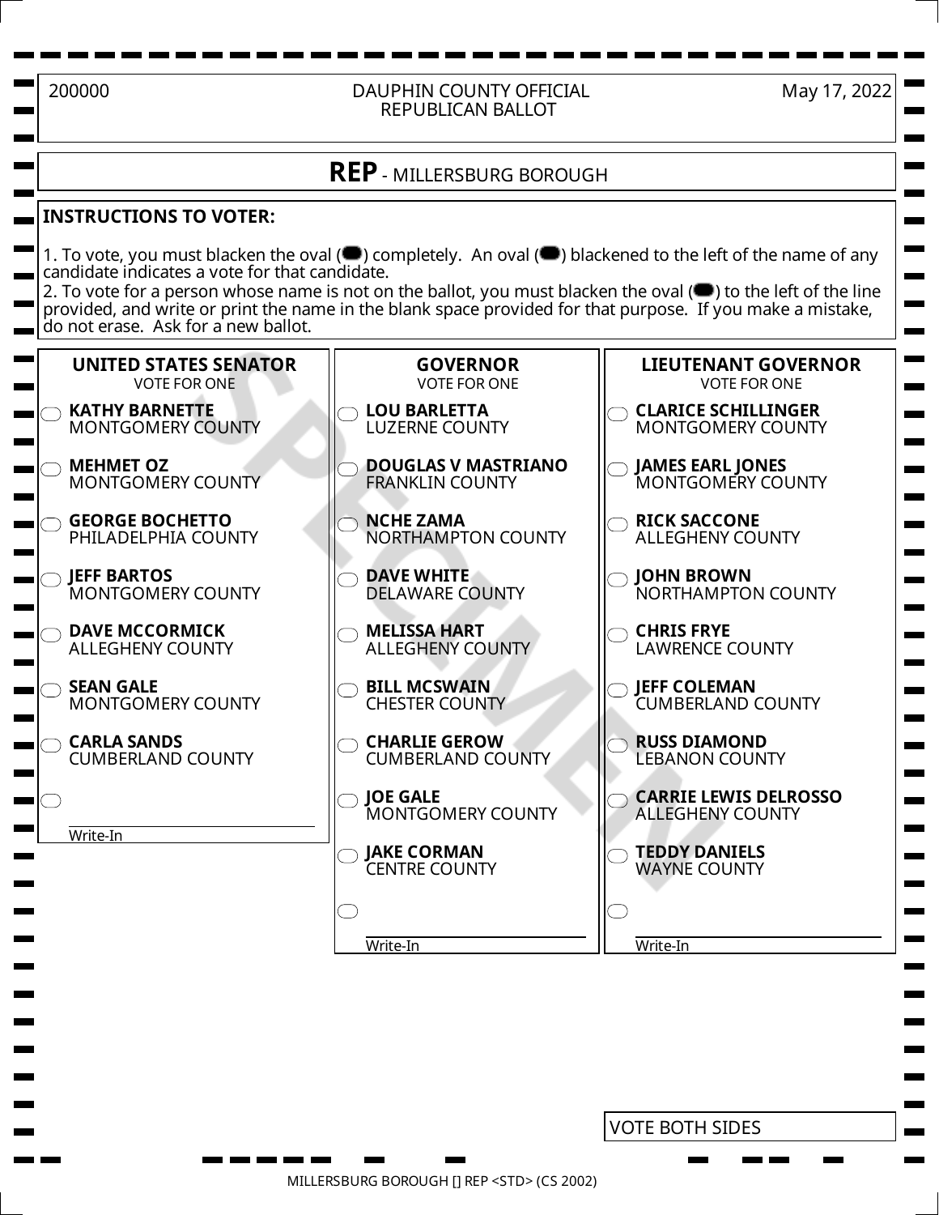200000

DAUPHIN COUNTY OFFICIAL
REPUBLICAN BALLOT

May 17, 2022

# REP - MILLERSBURG BOROUGH

**INSTRUCTIONS TO VOTER:**

1. To vote, you must blacken the oval ( ) completely. An oval ( ) blackened to the left of the name of any candidate indicates a vote for that candidate.
2. To vote for a person whose name is not on the ballot, you must blacken the oval ( ) to the left of the line provided, and write or print the name in the blank space provided for that purpose. If you make a mistake, do not erase. Ask for a new ballot.

## UNITED STATES SENATOR
VOTE FOR ONE

- **KATHY BARNETTE** MONTGOMERY COUNTY
- **MEHMET OZ** MONTGOMERY COUNTY
- **GEORGE BOCHETTO** PHILADELPHIA COUNTY
- **JEFF BARTOS** MONTGOMERY COUNTY
- **DAVE MCCORMICK** ALLEGHENY COUNTY
- **SEAN GALE** MONTGOMERY COUNTY
- **CARLA SANDS** CUMBERLAND COUNTY
- Write-In

## GOVERNOR
VOTE FOR ONE

- **LOU BARLETTA** LUZERNE COUNTY
- **DOUGLAS V MASTRIANO** FRANKLIN COUNTY
- **NCHE ZAMA** NORTHAMPTON COUNTY
- **DAVE WHITE** DELAWARE COUNTY
- **MELISSA HART** ALLEGHENY COUNTY
- **BILL MCSWAIN** CHESTER COUNTY
- **CHARLIE GEROW** CUMBERLAND COUNTY
- **JOE GALE** MONTGOMERY COUNTY
- **JAKE CORMAN** CENTRE COUNTY
- Write-In

## LIEUTENANT GOVERNOR
VOTE FOR ONE

- **CLARICE SCHILLINGER** MONTGOMERY COUNTY
- **JAMES EARL JONES** MONTGOMERY COUNTY
- **RICK SACCONE** ALLEGHENY COUNTY
- **JOHN BROWN** NORTHAMPTON COUNTY
- **CHRIS FRYE** LAWRENCE COUNTY
- **JEFF COLEMAN** CUMBERLAND COUNTY
- **RUSS DIAMOND** LEBANON COUNTY
- **CARRIE LEWIS DELROSSO** ALLEGHENY COUNTY
- **TEDDY DANIELS** WAYNE COUNTY
- Write-In

VOTE BOTH SIDES

MILLERSBURG BOROUGH [] REP <STD> (CS 2002)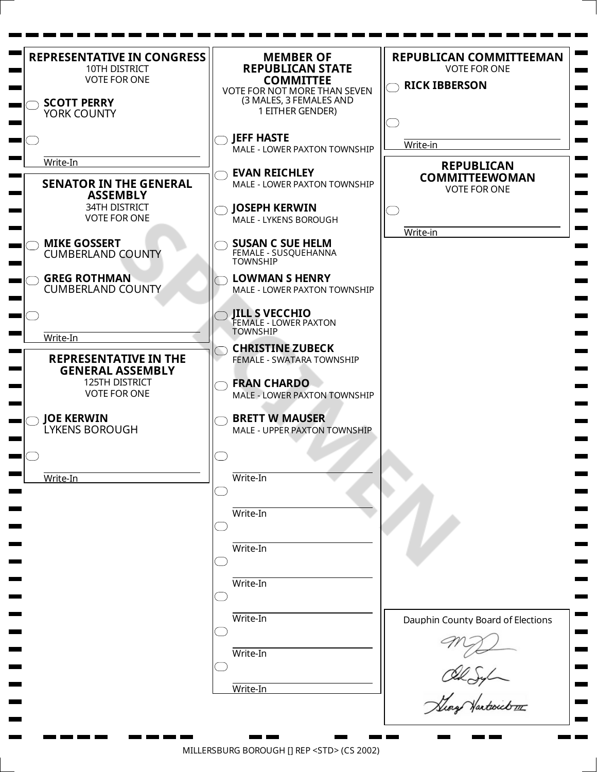## REPRESENTATIVE IN CONGRESS

10TH DISTRICT
VOTE FOR ONE

- **SCOTT PERRY**
  YORK COUNTY
- Write-In

## SENATOR IN THE GENERAL ASSEMBLY

34TH DISTRICT
VOTE FOR ONE

- **MIKE GOSSERT**
  CUMBERLAND COUNTY
- **GREG ROTHMAN**
  CUMBERLAND COUNTY
- Write-In

## REPRESENTATIVE IN THE GENERAL ASSEMBLY

125TH DISTRICT
VOTE FOR ONE

- **JOE KERWIN**
  LYKENS BOROUGH
- Write-In

## MEMBER OF REPUBLICAN STATE COMMITTEE

VOTE FOR NOT MORE THAN SEVEN
(3 MALES, 3 FEMALES AND 1 EITHER GENDER)

- **JEFF HASTE**
  MALE - LOWER PAXTON TOWNSHIP
- **EVAN REICHLEY**
  MALE - LOWER PAXTON TOWNSHIP
- **JOSEPH KERWIN**
  MALE - LYKENS BOROUGH
- **SUSAN C SUE HELM**
  FEMALE - SUSQUEHANNA TOWNSHIP
- **LOWMAN S HENRY**
  MALE - LOWER PAXTON TOWNSHIP
- **JILL S VECCHIO**
  FEMALE - LOWER PAXTON TOWNSHIP
- **CHRISTINE ZUBECK**
  FEMALE - SWATARA TOWNSHIP
- **FRAN CHARDO**
  MALE - LOWER PAXTON TOWNSHIP
- **BRETT W MAUSER**
  MALE - UPPER PAXTON TOWNSHIP
- Write-In
- Write-In
- Write-In
- Write-In
- Write-In
- Write-In
- Write-In

## REPUBLICAN COMMITTEEMAN

VOTE FOR ONE

- **RICK IBBERSON**
- Write-in

## REPUBLICAN COMMITTEEWOMAN

VOTE FOR ONE

- Write-in

Dauphin County Board of Elections

SPECIMEN

MILLERSBURG BOROUGH [] REP <STD> (CS 2002)